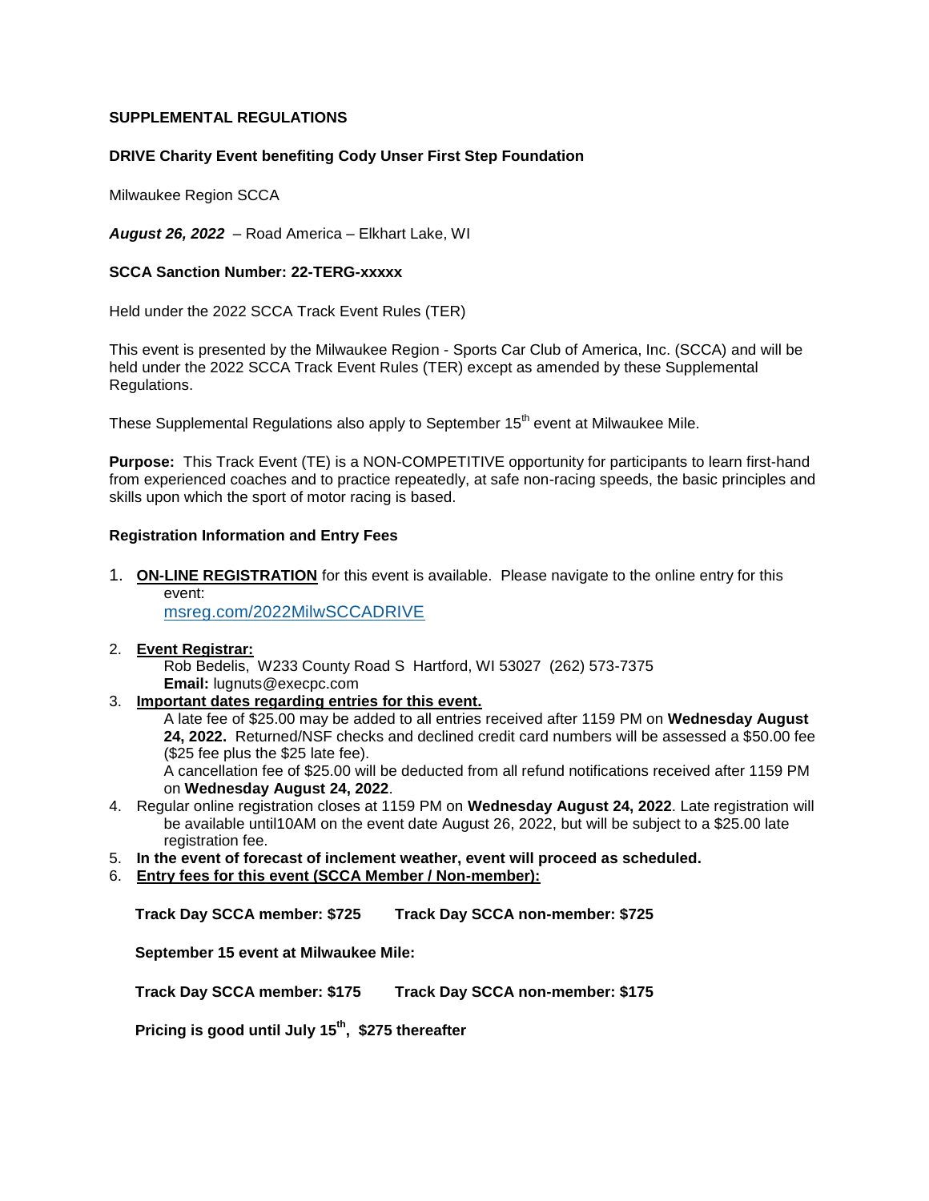**SUPPLEMENTAL REGULATIONS**

**DRIVE Charity Event benefiting Cody Unser First Step Foundation**

Milwaukee Region SCCA

***August 26, 2022*** – Road America – Elkhart Lake, WI

**SCCA Sanction Number: 22-TERG-xxxxx**

Held under the 2022 SCCA Track Event Rules (TER)

This event is presented by the Milwaukee Region - Sports Car Club of America, Inc. (SCCA) and will be held under the 2022 SCCA Track Event Rules (TER) except as amended by these Supplemental Regulations.

These Supplemental Regulations also apply to September 15th event at Milwaukee Mile.

**Purpose:** This Track Event (TE) is a NON-COMPETITIVE opportunity for participants to learn first-hand from experienced coaches and to practice repeatedly, at safe non-racing speeds, the basic principles and skills upon which the sport of motor racing is based.

**Registration Information and Entry Fees**

1. **ON-LINE REGISTRATION** for this event is available. Please navigate to the online entry for this event:
   msreg.com/2022MilwSCCADRIVE
2. **Event Registrar:**
   Rob Bedelis, W233 County Road S Hartford, WI 53027 (262) 573-7375
   **Email:** lugnuts@execpc.com
3. **Important dates regarding entries for this event.**
   A late fee of $25.00 may be added to all entries received after 1159 PM on **Wednesday August 24, 2022.** Returned/NSF checks and declined credit card numbers will be assessed a $50.00 fee ($25 fee plus the $25 late fee).
   A cancellation fee of $25.00 will be deducted from all refund notifications received after 1159 PM on **Wednesday August 24, 2022**.
4. Regular online registration closes at 1159 PM on **Wednesday August 24, 2022**. Late registration will be available until10AM on the event date August 26, 2022, but will be subject to a $25.00 late registration fee.
5. **In the event of forecast of inclement weather, event will proceed as scheduled.**
6. **Entry fees for this event (SCCA Member / Non-member):**

   **Track Day SCCA member: $725      Track Day SCCA non-member: $725**

   **September 15 event at Milwaukee Mile:**

   **Track Day SCCA member: $175      Track Day SCCA non-member: $175**

   **Pricing is good until July 15th, $275 thereafter**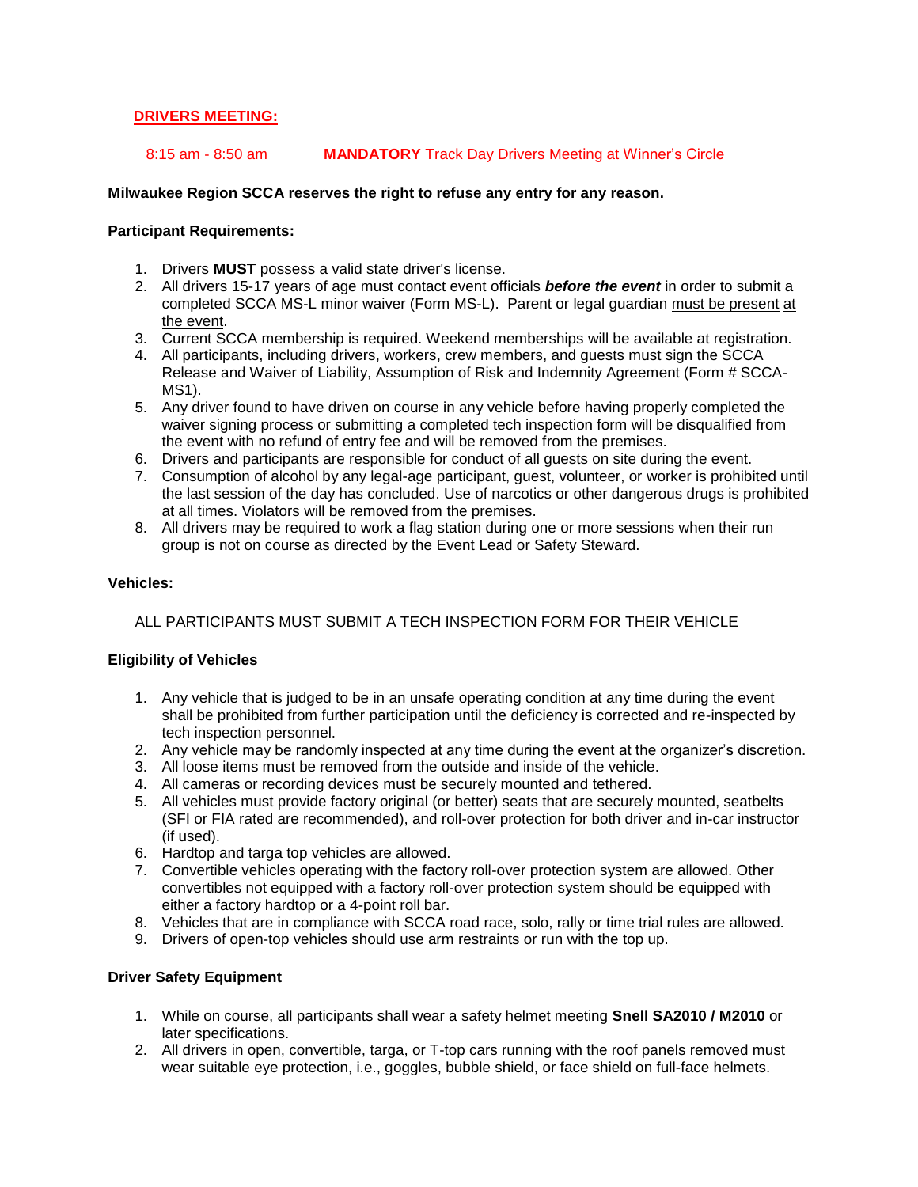## DRIVERS MEETING:

8:15 am - 8:50 am **MANDATORY** Track Day Drivers Meeting at Winner's Circle

**Milwaukee Region SCCA reserves the right to refuse any entry for any reason.**

**Participant Requirements:**

1. Drivers **MUST** possess a valid state driver's license.
2. All drivers 15-17 years of age must contact event officials ***before the event*** in order to submit a completed SCCA MS-L minor waiver (Form MS-L). Parent or legal guardian must be present at the event.
3. Current SCCA membership is required. Weekend memberships will be available at registration.
4. All participants, including drivers, workers, crew members, and guests must sign the SCCA Release and Waiver of Liability, Assumption of Risk and Indemnity Agreement (Form # SCCA-MS1).
5. Any driver found to have driven on course in any vehicle before having properly completed the waiver signing process or submitting a completed tech inspection form will be disqualified from the event with no refund of entry fee and will be removed from the premises.
6. Drivers and participants are responsible for conduct of all guests on site during the event.
7. Consumption of alcohol by any legal-age participant, guest, volunteer, or worker is prohibited until the last session of the day has concluded. Use of narcotics or other dangerous drugs is prohibited at all times. Violators will be removed from the premises.
8. All drivers may be required to work a flag station during one or more sessions when their run group is not on course as directed by the Event Lead or Safety Steward.

**Vehicles:**

ALL PARTICIPANTS MUST SUBMIT A TECH INSPECTION FORM FOR THEIR VEHICLE

**Eligibility of Vehicles**

1. Any vehicle that is judged to be in an unsafe operating condition at any time during the event shall be prohibited from further participation until the deficiency is corrected and re-inspected by tech inspection personnel.
2. Any vehicle may be randomly inspected at any time during the event at the organizer's discretion.
3. All loose items must be removed from the outside and inside of the vehicle.
4. All cameras or recording devices must be securely mounted and tethered.
5. All vehicles must provide factory original (or better) seats that are securely mounted, seatbelts (SFI or FIA rated are recommended), and roll-over protection for both driver and in-car instructor (if used).
6. Hardtop and targa top vehicles are allowed.
7. Convertible vehicles operating with the factory roll-over protection system are allowed. Other convertibles not equipped with a factory roll-over protection system should be equipped with either a factory hardtop or a 4-point roll bar.
8. Vehicles that are in compliance with SCCA road race, solo, rally or time trial rules are allowed.
9. Drivers of open-top vehicles should use arm restraints or run with the top up.

**Driver Safety Equipment**

1. While on course, all participants shall wear a safety helmet meeting **Snell SA2010 / M2010** or later specifications.
2. All drivers in open, convertible, targa, or T-top cars running with the roof panels removed must wear suitable eye protection, i.e., goggles, bubble shield, or face shield on full-face helmets.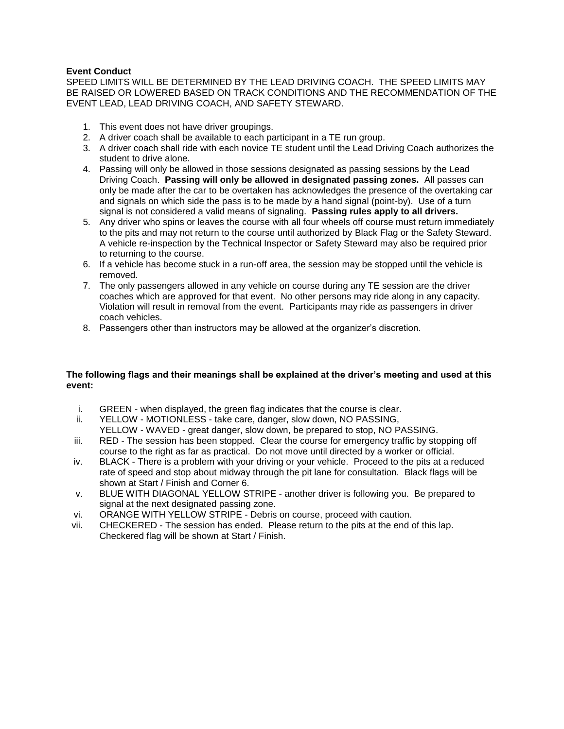**Event Conduct**

SPEED LIMITS WILL BE DETERMINED BY THE LEAD DRIVING COACH. THE SPEED LIMITS MAY BE RAISED OR LOWERED BASED ON TRACK CONDITIONS AND THE RECOMMENDATION OF THE EVENT LEAD, LEAD DRIVING COACH, AND SAFETY STEWARD.

1. This event does not have driver groupings.
2. A driver coach shall be available to each participant in a TE run group.
3. A driver coach shall ride with each novice TE student until the Lead Driving Coach authorizes the student to drive alone.
4. Passing will only be allowed in those sessions designated as passing sessions by the Lead Driving Coach. **Passing will only be allowed in designated passing zones.** All passes can only be made after the car to be overtaken has acknowledges the presence of the overtaking car and signals on which side the pass is to be made by a hand signal (point-by). Use of a turn signal is not considered a valid means of signaling. **Passing rules apply to all drivers.**
5. Any driver who spins or leaves the course with all four wheels off course must return immediately to the pits and may not return to the course until authorized by Black Flag or the Safety Steward. A vehicle re-inspection by the Technical Inspector or Safety Steward may also be required prior to returning to the course.
6. If a vehicle has become stuck in a run-off area, the session may be stopped until the vehicle is removed.
7. The only passengers allowed in any vehicle on course during any TE session are the driver coaches which are approved for that event. No other persons may ride along in any capacity. Violation will result in removal from the event. Participants may ride as passengers in driver coach vehicles.
8. Passengers other than instructors may be allowed at the organizer's discretion.

**The following flags and their meanings shall be explained at the driver's meeting and used at this event:**

i. GREEN - when displayed, the green flag indicates that the course is clear.

ii. YELLOW - MOTIONLESS - take care, danger, slow down, NO PASSING,
YELLOW - WAVED - great danger, slow down, be prepared to stop, NO PASSING.

iii. RED - The session has been stopped. Clear the course for emergency traffic by stopping off course to the right as far as practical. Do not move until directed by a worker or official.

iv. BLACK - There is a problem with your driving or your vehicle. Proceed to the pits at a reduced rate of speed and stop about midway through the pit lane for consultation. Black flags will be shown at Start / Finish and Corner 6.

v. BLUE WITH DIAGONAL YELLOW STRIPE - another driver is following you. Be prepared to signal at the next designated passing zone.

vi. ORANGE WITH YELLOW STRIPE - Debris on course, proceed with caution.

vii. CHECKERED - The session has ended. Please return to the pits at the end of this lap. Checkered flag will be shown at Start / Finish.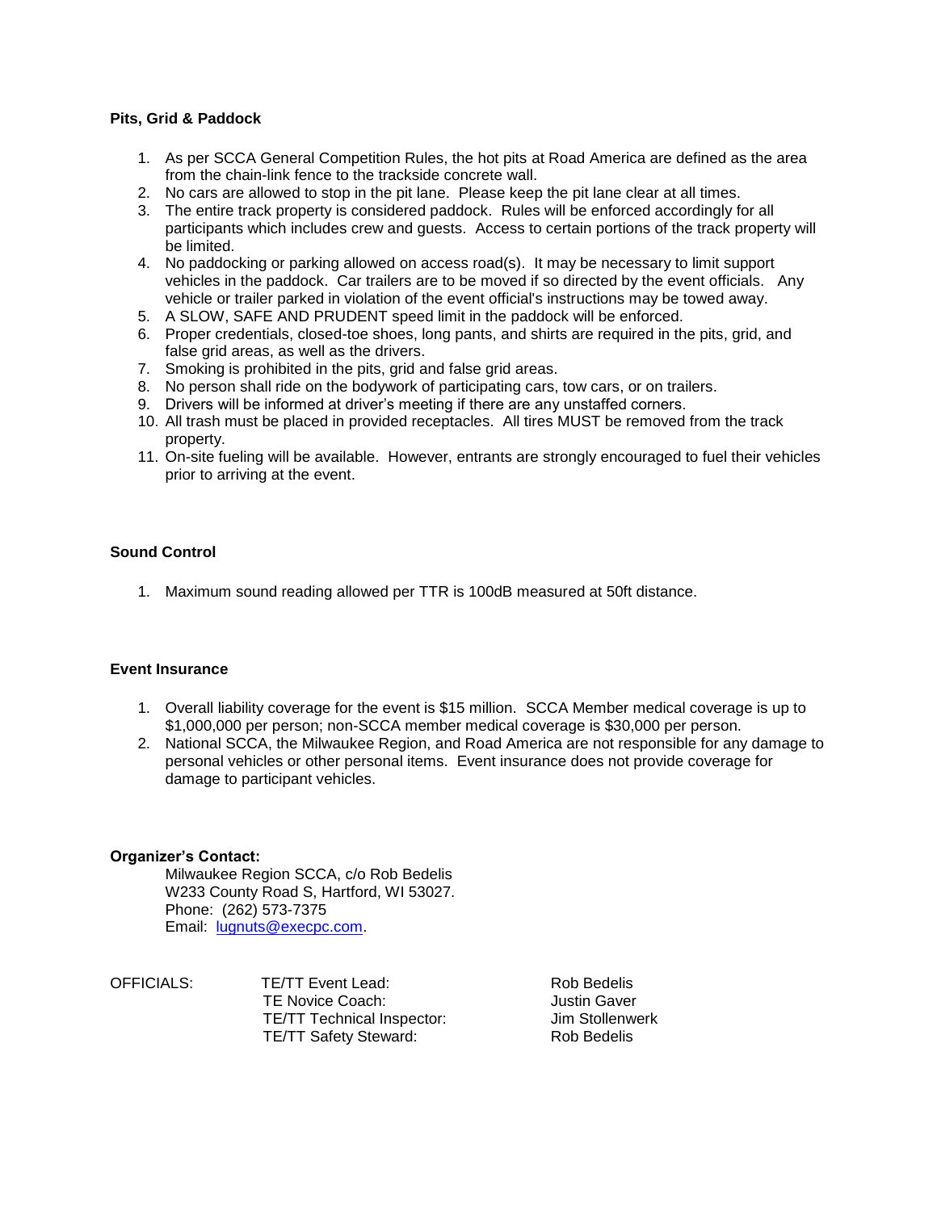**Pits, Grid & Paddock**

1. As per SCCA General Competition Rules, the hot pits at Road America are defined as the area from the chain-link fence to the trackside concrete wall.
2. No cars are allowed to stop in the pit lane. Please keep the pit lane clear at all times.
3. The entire track property is considered paddock. Rules will be enforced accordingly for all participants which includes crew and guests. Access to certain portions of the track property will be limited.
4. No paddocking or parking allowed on access road(s). It may be necessary to limit support vehicles in the paddock. Car trailers are to be moved if so directed by the event officials. Any vehicle or trailer parked in violation of the event official's instructions may be towed away.
5. A SLOW, SAFE AND PRUDENT speed limit in the paddock will be enforced.
6. Proper credentials, closed-toe shoes, long pants, and shirts are required in the pits, grid, and false grid areas, as well as the drivers.
7. Smoking is prohibited in the pits, grid and false grid areas.
8. No person shall ride on the bodywork of participating cars, tow cars, or on trailers.
9. Drivers will be informed at driver's meeting if there are any unstaffed corners.
10. All trash must be placed in provided receptacles. All tires MUST be removed from the track property.
11. On-site fueling will be available. However, entrants are strongly encouraged to fuel their vehicles prior to arriving at the event.

**Sound Control**

1. Maximum sound reading allowed per TTR is 100dB measured at 50ft distance.

**Event Insurance**

1. Overall liability coverage for the event is $15 million. SCCA Member medical coverage is up to $1,000,000 per person; non-SCCA member medical coverage is $30,000 per person.
2. National SCCA, the Milwaukee Region, and Road America are not responsible for any damage to personal vehicles or other personal items. Event insurance does not provide coverage for damage to participant vehicles.

**Organizer's Contact:**

Milwaukee Region SCCA, c/o Rob Bedelis
W233 County Road S, Hartford, WI 53027.
Phone: (262) 573-7375
Email: lugnuts@execpc.com.

| OFFICIALS: | TE/TT Event Lead: | Rob Bedelis |
|---|---|---|
| | TE Novice Coach: | Justin Gaver |
| | TE/TT Technical Inspector: | Jim Stollenwerk |
| | TE/TT Safety Steward: | Rob Bedelis |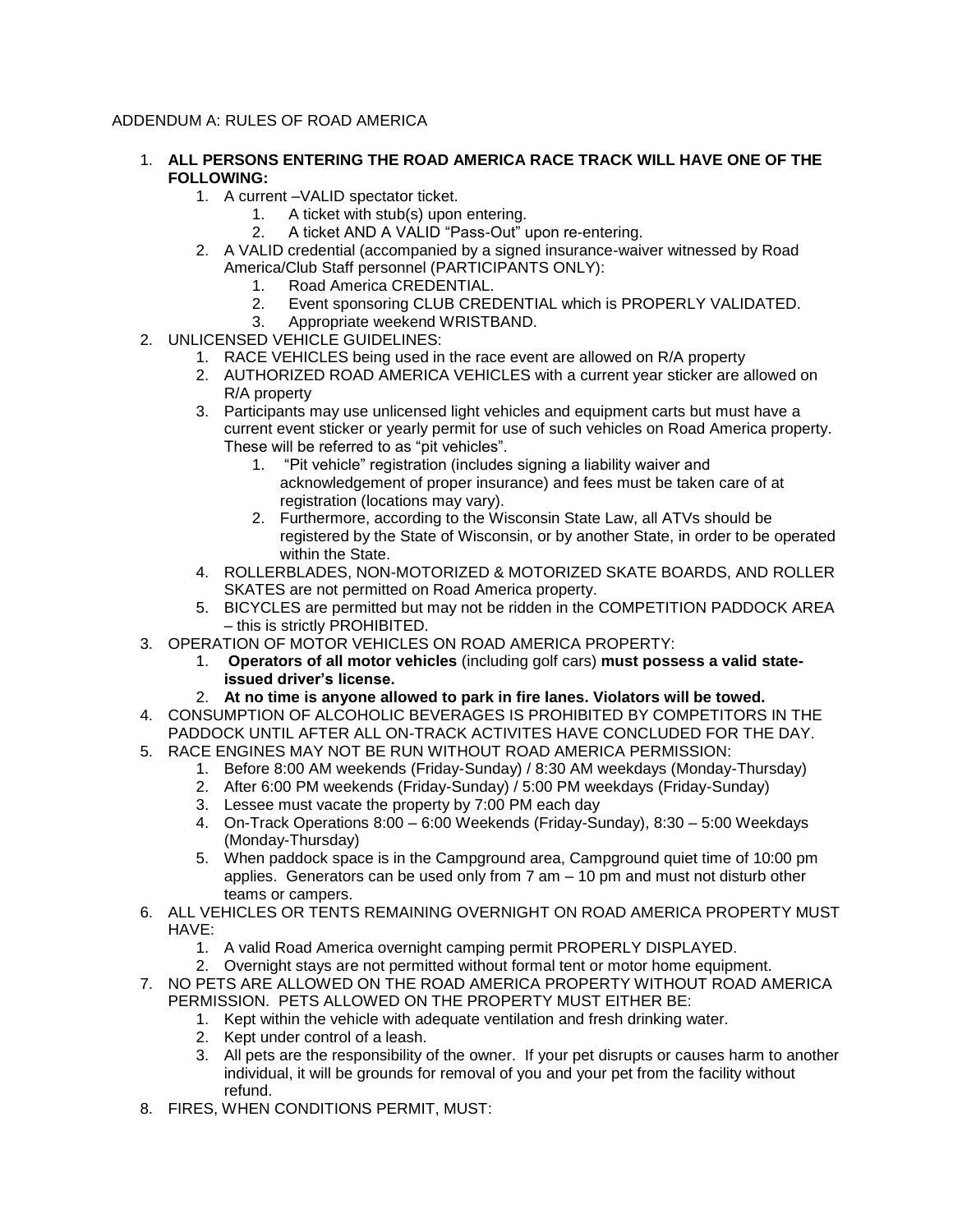ADDENDUM A: RULES OF ROAD AMERICA

1. **ALL PERSONS ENTERING THE ROAD AMERICA RACE TRACK WILL HAVE ONE OF THE FOLLOWING:**
    1. A current –VALID spectator ticket.
        1. A ticket with stub(s) upon entering.
        2. A ticket AND A VALID "Pass-Out" upon re-entering.
    2. A VALID credential (accompanied by a signed insurance-waiver witnessed by Road America/Club Staff personnel (PARTICIPANTS ONLY):
        1. Road America CREDENTIAL.
        2. Event sponsoring CLUB CREDENTIAL which is PROPERLY VALIDATED.
        3. Appropriate weekend WRISTBAND.
2. UNLICENSED VEHICLE GUIDELINES:
    1. RACE VEHICLES being used in the race event are allowed on R/A property
    2. AUTHORIZED ROAD AMERICA VEHICLES with a current year sticker are allowed on R/A property
    3. Participants may use unlicensed light vehicles and equipment carts but must have a current event sticker or yearly permit for use of such vehicles on Road America property. These will be referred to as "pit vehicles".
        1. "Pit vehicle" registration (includes signing a liability waiver and acknowledgement of proper insurance) and fees must be taken care of at registration (locations may vary).
        2. Furthermore, according to the Wisconsin State Law, all ATVs should be registered by the State of Wisconsin, or by another State, in order to be operated within the State.
    4. ROLLERBLADES, NON-MOTORIZED & MOTORIZED SKATE BOARDS, AND ROLLER SKATES are not permitted on Road America property.
    5. BICYCLES are permitted but may not be ridden in the COMPETITION PADDOCK AREA – this is strictly PROHIBITED.
3. OPERATION OF MOTOR VEHICLES ON ROAD AMERICA PROPERTY:
    1. **Operators of all motor vehicles** (including golf cars) **must possess a valid state-issued driver's license.**
    2. **At no time is anyone allowed to park in fire lanes. Violators will be towed.**
4. CONSUMPTION OF ALCOHOLIC BEVERAGES IS PROHIBITED BY COMPETITORS IN THE PADDOCK UNTIL AFTER ALL ON-TRACK ACTIVITES HAVE CONCLUDED FOR THE DAY.
5. RACE ENGINES MAY NOT BE RUN WITHOUT ROAD AMERICA PERMISSION:
    1. Before 8:00 AM weekends (Friday-Sunday) / 8:30 AM weekdays (Monday-Thursday)
    2. After 6:00 PM weekends (Friday-Sunday) / 5:00 PM weekdays (Friday-Sunday)
    3. Lessee must vacate the property by 7:00 PM each day
    4. On-Track Operations 8:00 – 6:00 Weekends (Friday-Sunday), 8:30 – 5:00 Weekdays (Monday-Thursday)
    5. When paddock space is in the Campground area, Campground quiet time of 10:00 pm applies. Generators can be used only from 7 am – 10 pm and must not disturb other teams or campers.
6. ALL VEHICLES OR TENTS REMAINING OVERNIGHT ON ROAD AMERICA PROPERTY MUST HAVE:
    1. A valid Road America overnight camping permit PROPERLY DISPLAYED.
    2. Overnight stays are not permitted without formal tent or motor home equipment.
7. NO PETS ARE ALLOWED ON THE ROAD AMERICA PROPERTY WITHOUT ROAD AMERICA PERMISSION. PETS ALLOWED ON THE PROPERTY MUST EITHER BE:
    1. Kept within the vehicle with adequate ventilation and fresh drinking water.
    2. Kept under control of a leash.
    3. All pets are the responsibility of the owner. If your pet disrupts or causes harm to another individual, it will be grounds for removal of you and your pet from the facility without refund.
8. FIRES, WHEN CONDITIONS PERMIT, MUST: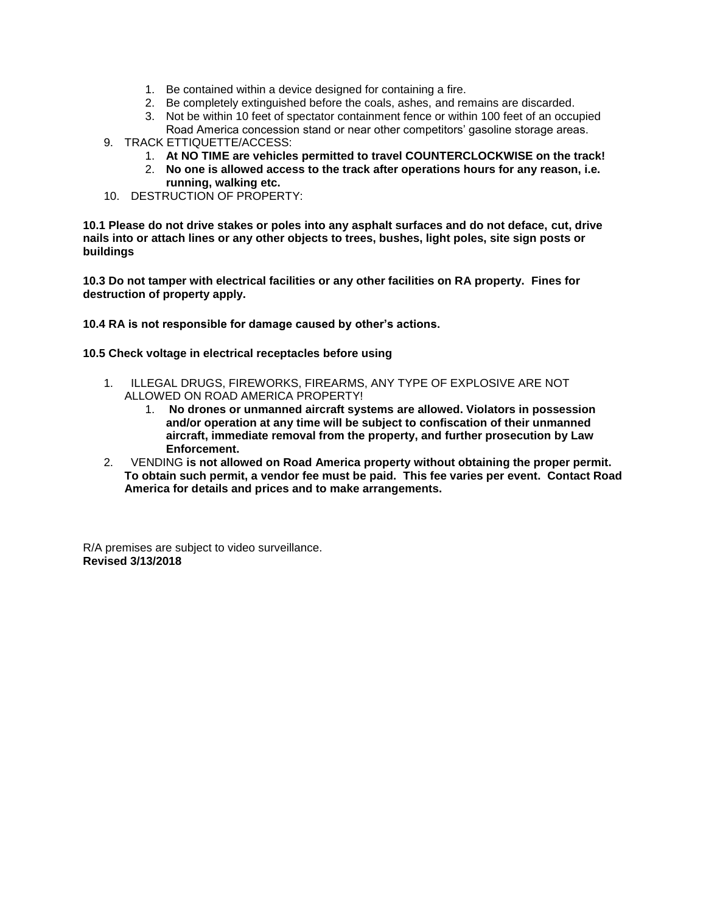1. Be contained within a device designed for containing a fire.
   2. Be completely extinguished before the coals, ashes, and remains are discarded.
   3. Not be within 10 feet of spectator containment fence or within 100 feet of an occupied Road America concession stand or near other competitors' gasoline storage areas.

9. TRACK ETTIQUETTE/ACCESS:
   1. **At NO TIME are vehicles permitted to travel COUNTERCLOCKWISE on the track!**
   2. **No one is allowed access to the track after operations hours for any reason, i.e. running, walking etc.**

10. DESTRUCTION OF PROPERTY:

**10.1 Please do not drive stakes or poles into any asphalt surfaces and do not deface, cut, drive nails into or attach lines or any other objects to trees, bushes, light poles, site sign posts or buildings**

**10.3 Do not tamper with electrical facilities or any other facilities on RA property. Fines for destruction of property apply.**

**10.4 RA is not responsible for damage caused by other's actions.**

**10.5 Check voltage in electrical receptacles before using**

1. ILLEGAL DRUGS, FIREWORKS, FIREARMS, ANY TYPE OF EXPLOSIVE ARE NOT ALLOWED ON ROAD AMERICA PROPERTY!
   1. **No drones or unmanned aircraft systems are allowed. Violators in possession and/or operation at any time will be subject to confiscation of their unmanned aircraft, immediate removal from the property, and further prosecution by Law Enforcement.**
2. VENDING **is not allowed on Road America property without obtaining the proper permit. To obtain such permit, a vendor fee must be paid. This fee varies per event. Contact Road America for details and prices and to make arrangements.**

R/A premises are subject to video surveillance.
**Revised 3/13/2018**